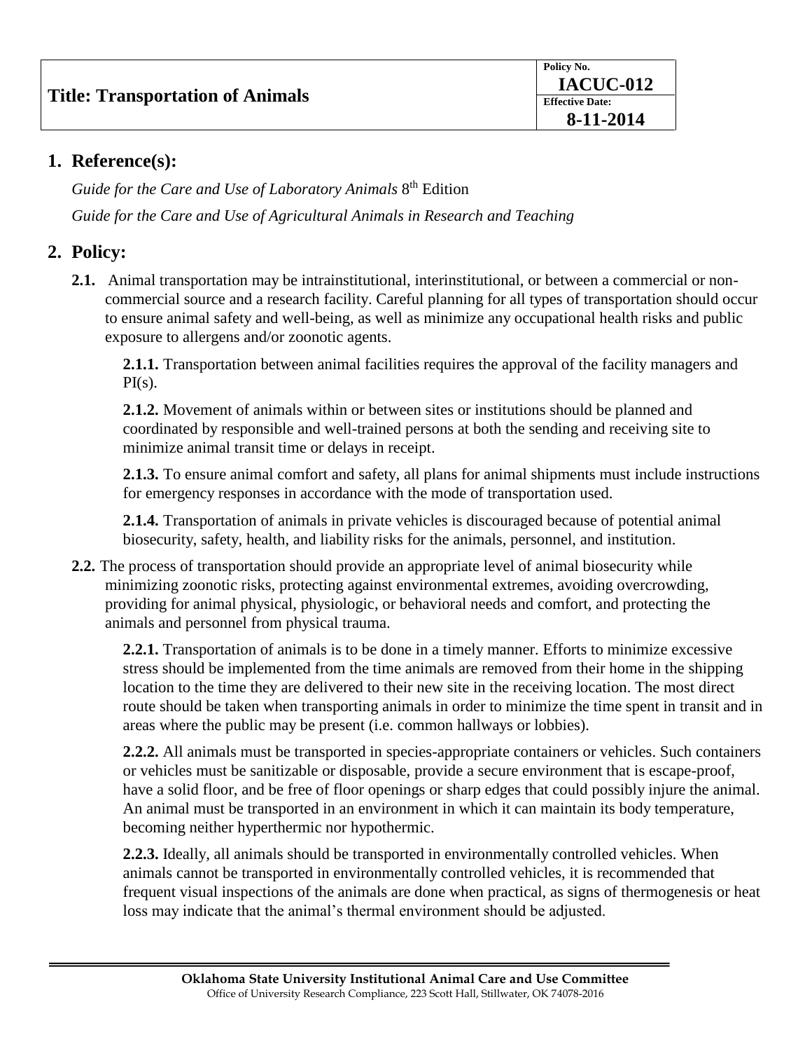| Title: Transportation of Animals | Policy No. **IACUC-012** |
| --- | --- |
| | Effective Date: **8-11-2014** |

## 1. Reference(s):

*Guide for the Care and Use of Laboratory Animals* 8th Edition

*Guide for the Care and Use of Agricultural Animals in Research and Teaching*

## 2. Policy:

**2.1.** Animal transportation may be intrainstitutional, interinstitutional, or between a commercial or non-commercial source and a research facility. Careful planning for all types of transportation should occur to ensure animal safety and well-being, as well as minimize any occupational health risks and public exposure to allergens and/or zoonotic agents.

**2.1.1.** Transportation between animal facilities requires the approval of the facility managers and PI(s).

**2.1.2.** Movement of animals within or between sites or institutions should be planned and coordinated by responsible and well-trained persons at both the sending and receiving site to minimize animal transit time or delays in receipt.

**2.1.3.** To ensure animal comfort and safety, all plans for animal shipments must include instructions for emergency responses in accordance with the mode of transportation used.

**2.1.4.** Transportation of animals in private vehicles is discouraged because of potential animal biosecurity, safety, health, and liability risks for the animals, personnel, and institution.

**2.2.** The process of transportation should provide an appropriate level of animal biosecurity while minimizing zoonotic risks, protecting against environmental extremes, avoiding overcrowding, providing for animal physical, physiologic, or behavioral needs and comfort, and protecting the animals and personnel from physical trauma.

**2.2.1.** Transportation of animals is to be done in a timely manner. Efforts to minimize excessive stress should be implemented from the time animals are removed from their home in the shipping location to the time they are delivered to their new site in the receiving location. The most direct route should be taken when transporting animals in order to minimize the time spent in transit and in areas where the public may be present (i.e. common hallways or lobbies).

**2.2.2.** All animals must be transported in species-appropriate containers or vehicles. Such containers or vehicles must be sanitizable or disposable, provide a secure environment that is escape-proof, have a solid floor, and be free of floor openings or sharp edges that could possibly injure the animal. An animal must be transported in an environment in which it can maintain its body temperature, becoming neither hyperthermic nor hypothermic.

**2.2.3.** Ideally, all animals should be transported in environmentally controlled vehicles. When animals cannot be transported in environmentally controlled vehicles, it is recommended that frequent visual inspections of the animals are done when practical, as signs of thermogenesis or heat loss may indicate that the animal's thermal environment should be adjusted.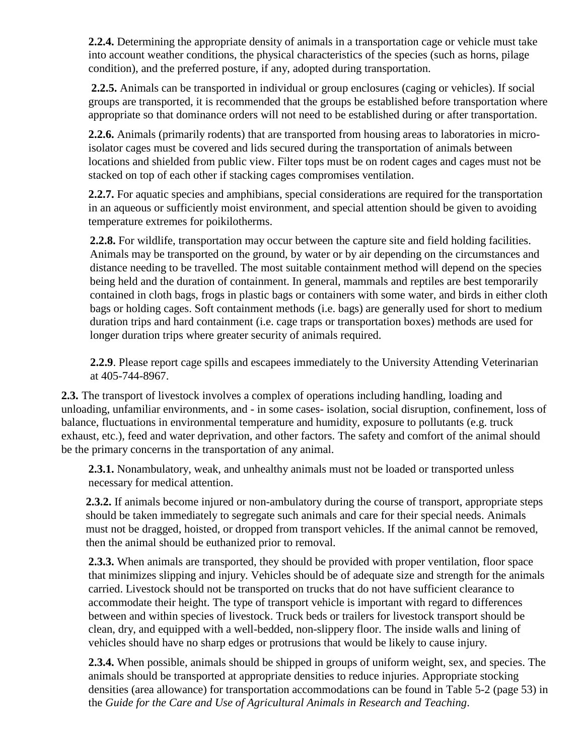**2.2.4.** Determining the appropriate density of animals in a transportation cage or vehicle must take into account weather conditions, the physical characteristics of the species (such as horns, pilage condition), and the preferred posture, if any, adopted during transportation.

**2.2.5.** Animals can be transported in individual or group enclosures (caging or vehicles). If social groups are transported, it is recommended that the groups be established before transportation where appropriate so that dominance orders will not need to be established during or after transportation.

**2.2.6.** Animals (primarily rodents) that are transported from housing areas to laboratories in micro-isolator cages must be covered and lids secured during the transportation of animals between locations and shielded from public view. Filter tops must be on rodent cages and cages must not be stacked on top of each other if stacking cages compromises ventilation.

**2.2.7.** For aquatic species and amphibians, special considerations are required for the transportation in an aqueous or sufficiently moist environment, and special attention should be given to avoiding temperature extremes for poikilotherms.

**2.2.8.** For wildlife, transportation may occur between the capture site and field holding facilities. Animals may be transported on the ground, by water or by air depending on the circumstances and distance needing to be travelled. The most suitable containment method will depend on the species being held and the duration of containment. In general, mammals and reptiles are best temporarily contained in cloth bags, frogs in plastic bags or containers with some water, and birds in either cloth bags or holding cages. Soft containment methods (i.e. bags) are generally used for short to medium duration trips and hard containment (i.e. cage traps or transportation boxes) methods are used for longer duration trips where greater security of animals required.

**2.2.9**. Please report cage spills and escapees immediately to the University Attending Veterinarian at 405-744-8967.

**2.3.** The transport of livestock involves a complex of operations including handling, loading and unloading, unfamiliar environments, and - in some cases- isolation, social disruption, confinement, loss of balance, fluctuations in environmental temperature and humidity, exposure to pollutants (e.g. truck exhaust, etc.), feed and water deprivation, and other factors. The safety and comfort of the animal should be the primary concerns in the transportation of any animal.

**2.3.1.** Nonambulatory, weak, and unhealthy animals must not be loaded or transported unless necessary for medical attention.

**2.3.2.** If animals become injured or non-ambulatory during the course of transport, appropriate steps should be taken immediately to segregate such animals and care for their special needs. Animals must not be dragged, hoisted, or dropped from transport vehicles. If the animal cannot be removed, then the animal should be euthanized prior to removal.

**2.3.3.** When animals are transported, they should be provided with proper ventilation, floor space that minimizes slipping and injury. Vehicles should be of adequate size and strength for the animals carried. Livestock should not be transported on trucks that do not have sufficient clearance to accommodate their height. The type of transport vehicle is important with regard to differences between and within species of livestock. Truck beds or trailers for livestock transport should be clean, dry, and equipped with a well-bedded, non-slippery floor. The inside walls and lining of vehicles should have no sharp edges or protrusions that would be likely to cause injury.

**2.3.4.** When possible, animals should be shipped in groups of uniform weight, sex, and species. The animals should be transported at appropriate densities to reduce injuries. Appropriate stocking densities (area allowance) for transportation accommodations can be found in Table 5-2 (page 53) in the *Guide for the Care and Use of Agricultural Animals in Research and Teaching*.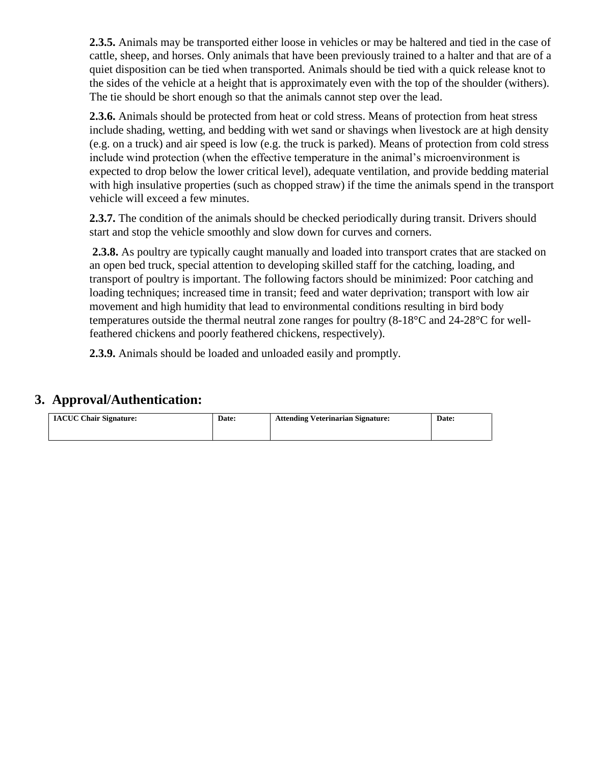**2.3.5.** Animals may be transported either loose in vehicles or may be haltered and tied in the case of cattle, sheep, and horses. Only animals that have been previously trained to a halter and that are of a quiet disposition can be tied when transported. Animals should be tied with a quick release knot to the sides of the vehicle at a height that is approximately even with the top of the shoulder (withers). The tie should be short enough so that the animals cannot step over the lead.

**2.3.6.** Animals should be protected from heat or cold stress. Means of protection from heat stress include shading, wetting, and bedding with wet sand or shavings when livestock are at high density (e.g. on a truck) and air speed is low (e.g. the truck is parked). Means of protection from cold stress include wind protection (when the effective temperature in the animal's microenvironment is expected to drop below the lower critical level), adequate ventilation, and provide bedding material with high insulative properties (such as chopped straw) if the time the animals spend in the transport vehicle will exceed a few minutes.

**2.3.7.** The condition of the animals should be checked periodically during transit. Drivers should start and stop the vehicle smoothly and slow down for curves and corners.

**2.3.8.** As poultry are typically caught manually and loaded into transport crates that are stacked on an open bed truck, special attention to developing skilled staff for the catching, loading, and transport of poultry is important. The following factors should be minimized: Poor catching and loading techniques; increased time in transit; feed and water deprivation; transport with low air movement and high humidity that lead to environmental conditions resulting in bird body temperatures outside the thermal neutral zone ranges for poultry (8-18°C and 24-28°C for well-feathered chickens and poorly feathered chickens, respectively).

**2.3.9.** Animals should be loaded and unloaded easily and promptly.

## 3. Approval/Authentication:

| IACUC Chair Signature: | Date: | Attending Veterinarian Signature: | Date: |
|---|---|---|---|
| | | | |